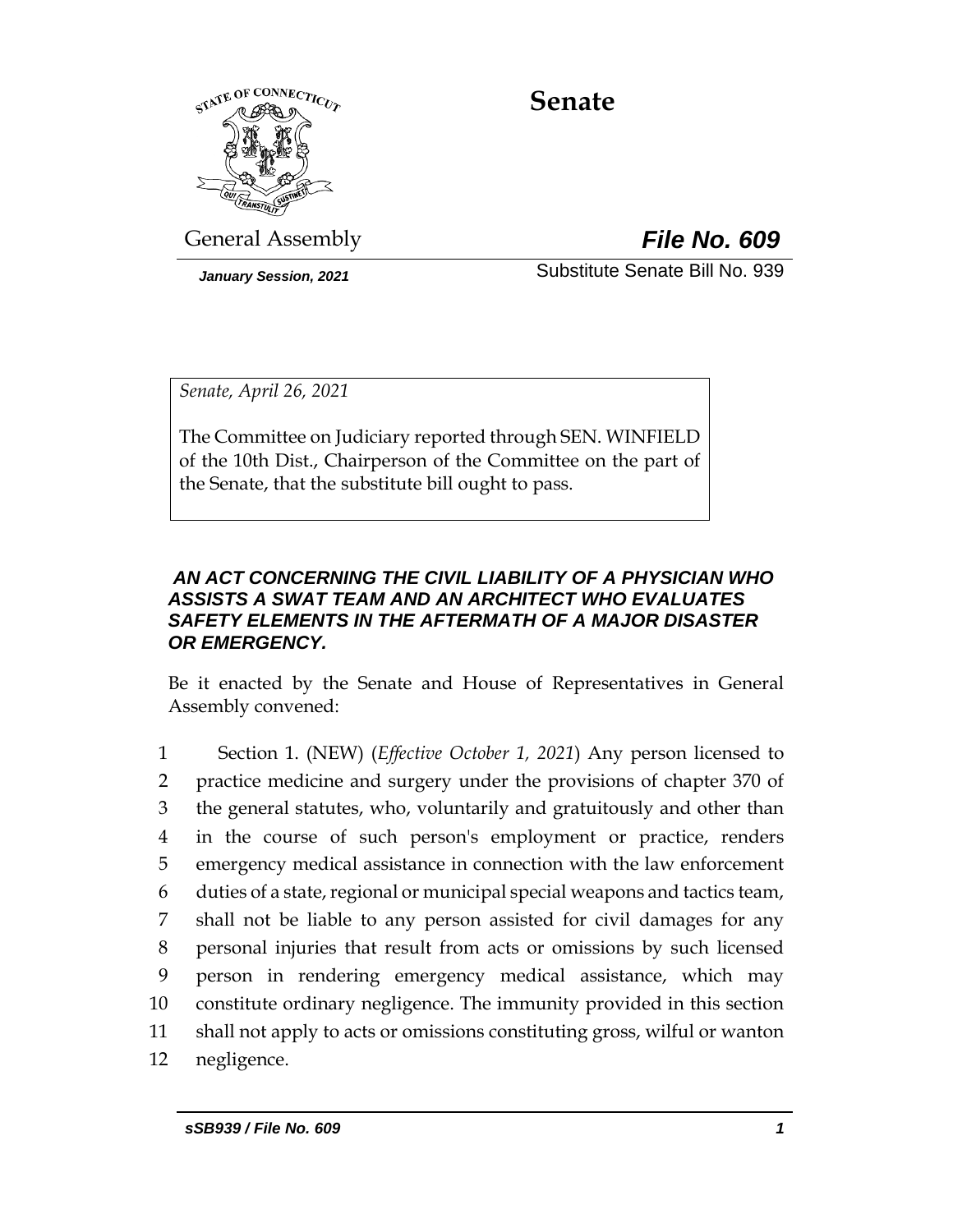# Senate

General Assembly

***File No. 609***

*January Session, 2021*

Substitute Senate Bill No. 939

*Senate, April 26, 2021*

The Committee on Judiciary reported through SEN. WINFIELD of the 10th Dist., Chairperson of the Committee on the part of the Senate, that the substitute bill ought to pass.

***AN ACT CONCERNING THE CIVIL LIABILITY OF A PHYSICIAN WHO ASSISTS A SWAT TEAM AND AN ARCHITECT WHO EVALUATES SAFETY ELEMENTS IN THE AFTERMATH OF A MAJOR DISASTER OR EMERGENCY.***

Be it enacted by the Senate and House of Representatives in General Assembly convened:

1 Section 1. (NEW) (*Effective October 1, 2021*) Any person licensed to
2 practice medicine and surgery under the provisions of chapter 370 of
3 the general statutes, who, voluntarily and gratuitously and other than
4 in the course of such person's employment or practice, renders
5 emergency medical assistance in connection with the law enforcement
6 duties of a state, regional or municipal special weapons and tactics team,
7 shall not be liable to any person assisted for civil damages for any
8 personal injuries that result from acts or omissions by such licensed
9 person in rendering emergency medical assistance, which may
10 constitute ordinary negligence. The immunity provided in this section
11 shall not apply to acts or omissions constituting gross, wilful or wanton
12 negligence.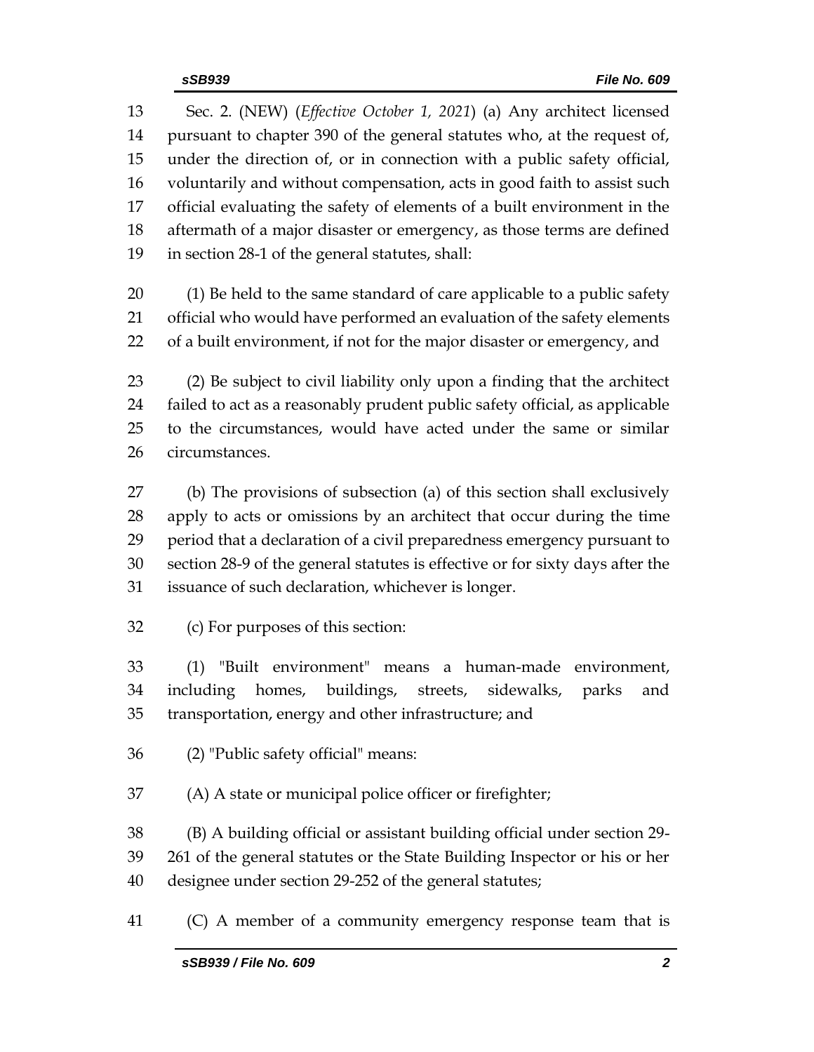Sec. 2. (NEW) (*Effective October 1, 2021*) (a) Any architect licensed pursuant to chapter 390 of the general statutes who, at the request of, under the direction of, or in connection with a public safety official, voluntarily and without compensation, acts in good faith to assist such official evaluating the safety of elements of a built environment in the aftermath of a major disaster or emergency, as those terms are defined in section 28-1 of the general statutes, shall:

(1) Be held to the same standard of care applicable to a public safety official who would have performed an evaluation of the safety elements of a built environment, if not for the major disaster or emergency, and

(2) Be subject to civil liability only upon a finding that the architect failed to act as a reasonably prudent public safety official, as applicable to the circumstances, would have acted under the same or similar circumstances.

(b) The provisions of subsection (a) of this section shall exclusively apply to acts or omissions by an architect that occur during the time period that a declaration of a civil preparedness emergency pursuant to section 28-9 of the general statutes is effective or for sixty days after the issuance of such declaration, whichever is longer.

(c) For purposes of this section:

(1) "Built environment" means a human-made environment, including homes, buildings, streets, sidewalks, parks and transportation, energy and other infrastructure; and

(2) "Public safety official" means:

(A) A state or municipal police officer or firefighter;

(B) A building official or assistant building official under section 29-261 of the general statutes or the State Building Inspector or his or her designee under section 29-252 of the general statutes;

(C) A member of a community emergency response team that is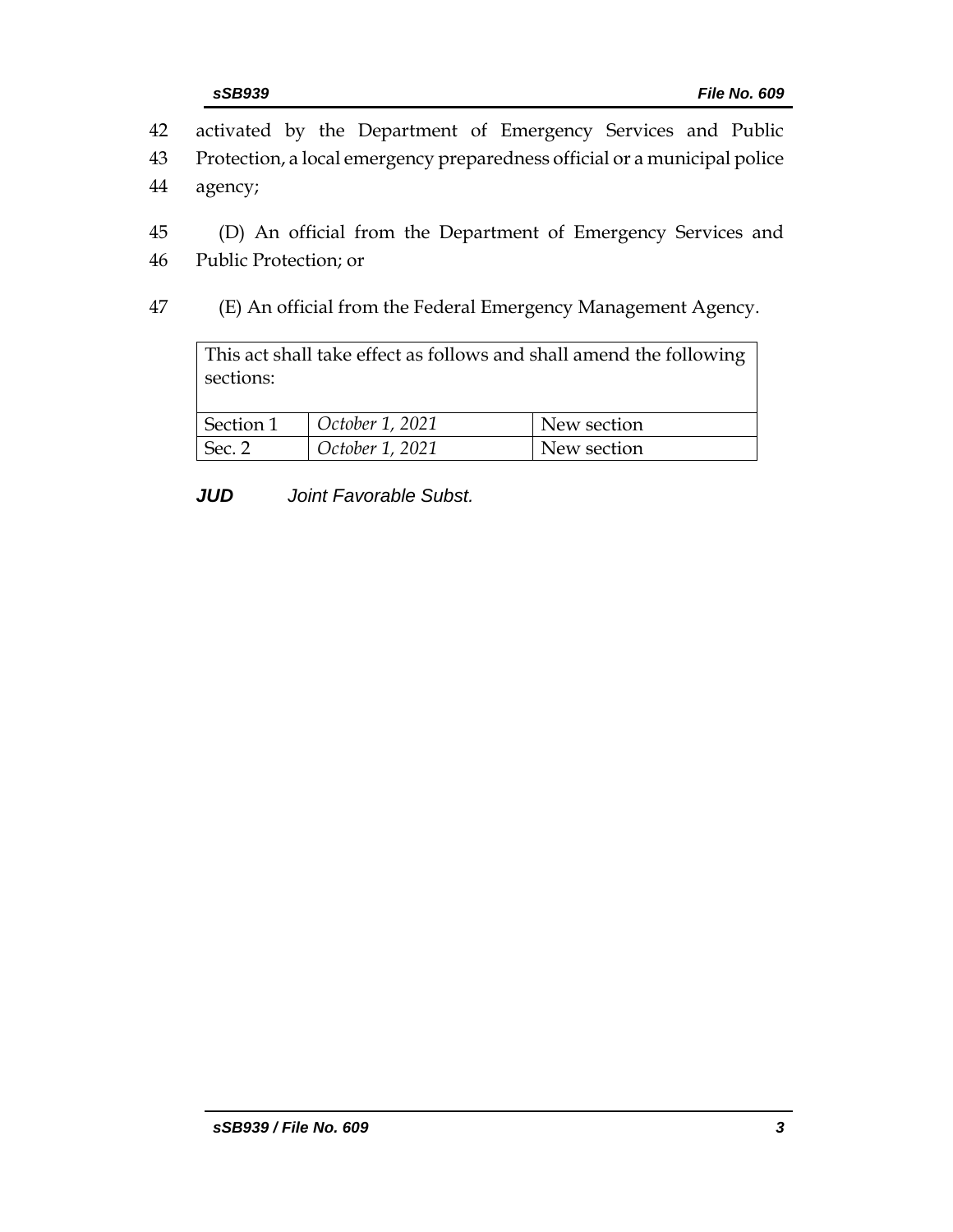42 activated by the Department of Emergency Services and Public
43 Protection, a local emergency preparedness official or a municipal police
44 agency;

45 (D) An official from the Department of Emergency Services and
46 Public Protection; or

47 (E) An official from the Federal Emergency Management Agency.

| This act shall take effect as follows and shall amend the following sections: | | |
|---|---|---|
| Section 1 | *October 1, 2021* | New section |
| Sec. 2 | *October 1, 2021* | New section |

***JUD*** *Joint Favorable Subst.*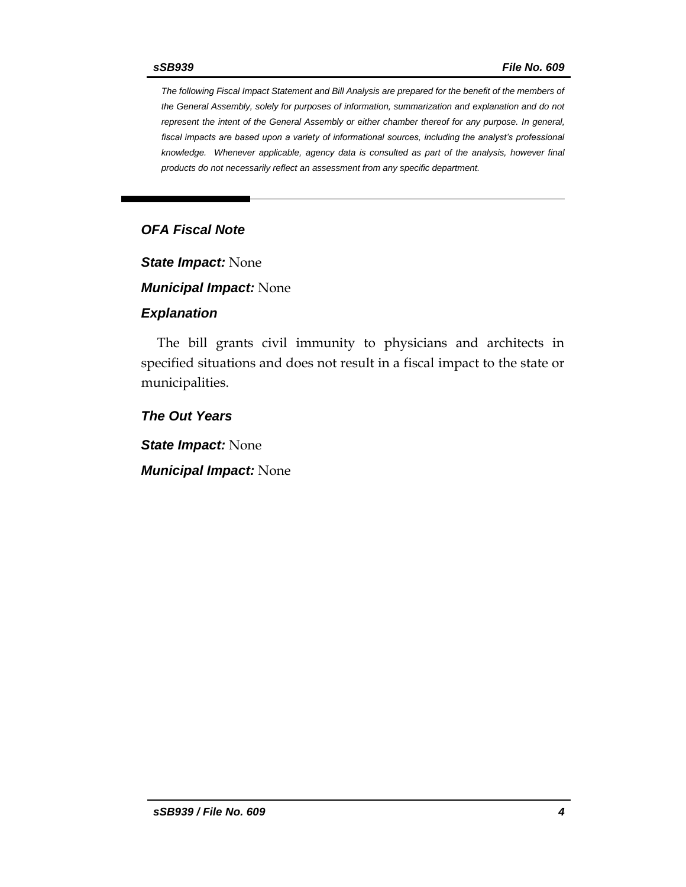*The following Fiscal Impact Statement and Bill Analysis are prepared for the benefit of the members of the General Assembly, solely for purposes of information, summarization and explanation and do not represent the intent of the General Assembly or either chamber thereof for any purpose. In general, fiscal impacts are based upon a variety of informational sources, including the analyst's professional knowledge. Whenever applicable, agency data is consulted as part of the analysis, however final products do not necessarily reflect an assessment from any specific department.*

---

## OFA Fiscal Note

***State Impact:*** None

***Municipal Impact:*** None

### Explanation

The bill grants civil immunity to physicians and architects in specified situations and does not result in a fiscal impact to the state or municipalities.

### The Out Years

***State Impact:*** None

***Municipal Impact:*** None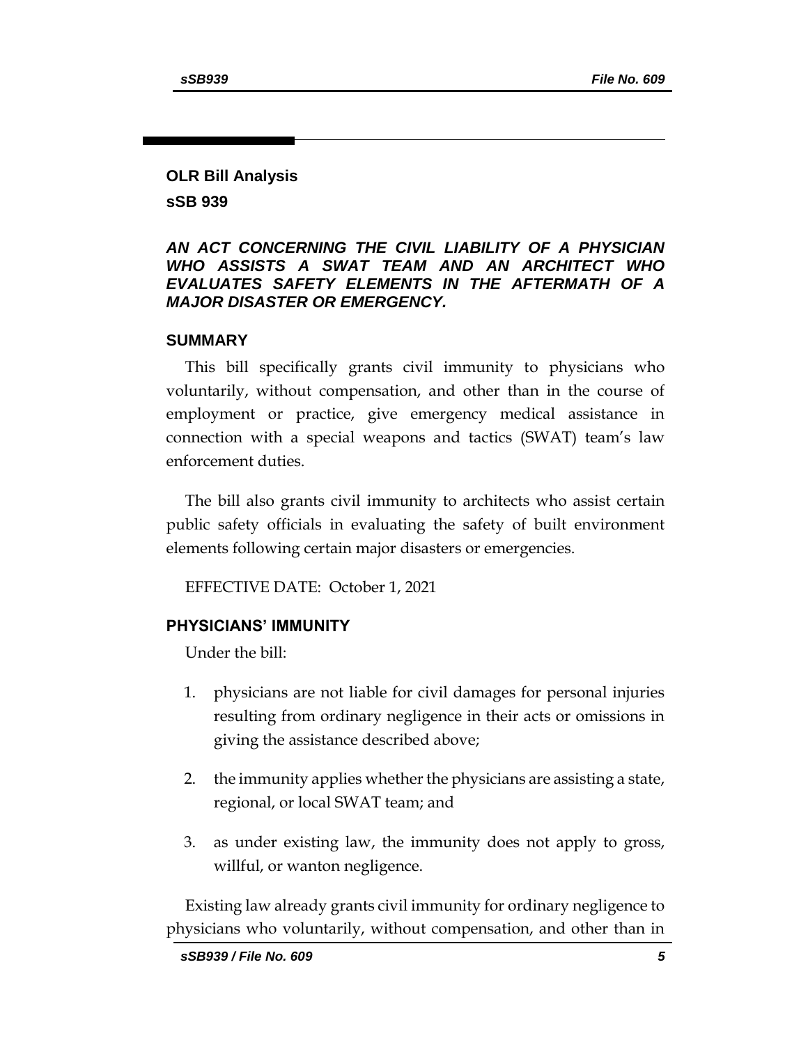## OLR Bill Analysis

## sSB 939

### *AN ACT CONCERNING THE CIVIL LIABILITY OF A PHYSICIAN WHO ASSISTS A SWAT TEAM AND AN ARCHITECT WHO EVALUATES SAFETY ELEMENTS IN THE AFTERMATH OF A MAJOR DISASTER OR EMERGENCY.*

### SUMMARY

This bill specifically grants civil immunity to physicians who voluntarily, without compensation, and other than in the course of employment or practice, give emergency medical assistance in connection with a special weapons and tactics (SWAT) team's law enforcement duties.

The bill also grants civil immunity to architects who assist certain public safety officials in evaluating the safety of built environment elements following certain major disasters or emergencies.

EFFECTIVE DATE: October 1, 2021

### PHYSICIANS' IMMUNITY

Under the bill:

1. physicians are not liable for civil damages for personal injuries resulting from ordinary negligence in their acts or omissions in giving the assistance described above;
2. the immunity applies whether the physicians are assisting a state, regional, or local SWAT team; and
3. as under existing law, the immunity does not apply to gross, willful, or wanton negligence.

Existing law already grants civil immunity for ordinary negligence to physicians who voluntarily, without compensation, and other than in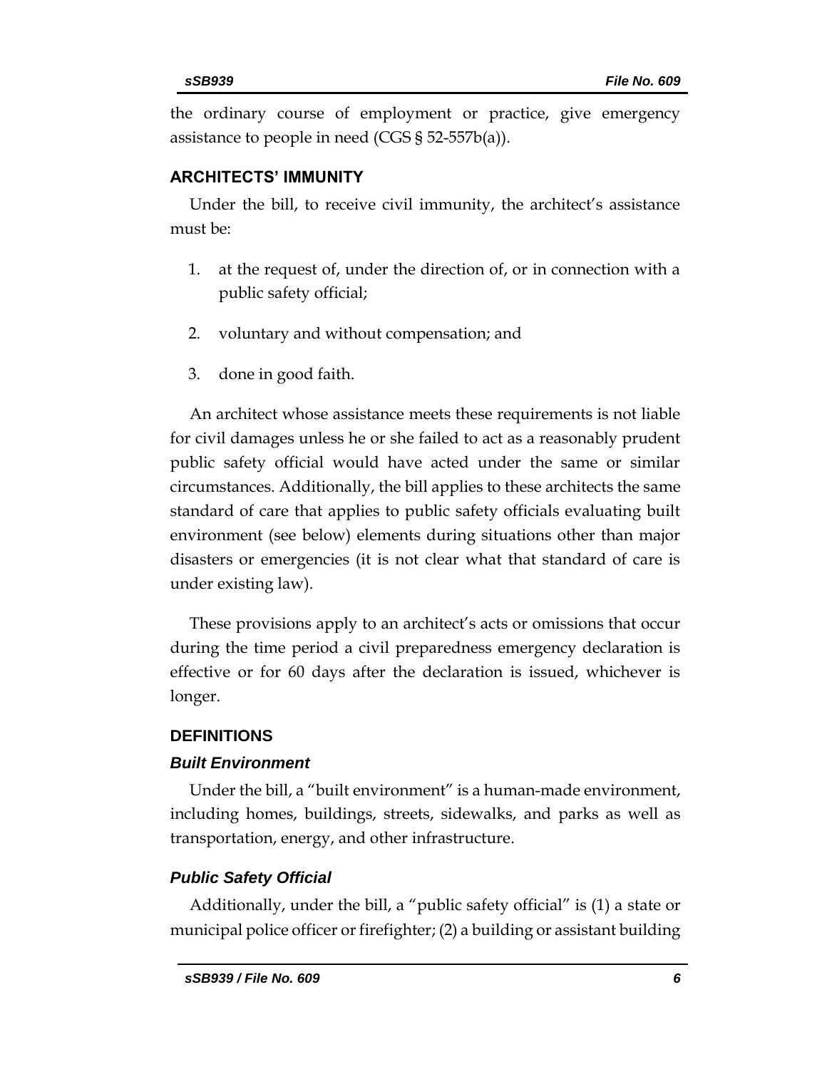the ordinary course of employment or practice, give emergency assistance to people in need (CGS § 52-557b(a)).

## ARCHITECTS' IMMUNITY

Under the bill, to receive civil immunity, the architect's assistance must be:

1. at the request of, under the direction of, or in connection with a public safety official;
2. voluntary and without compensation; and
3. done in good faith.

An architect whose assistance meets these requirements is not liable for civil damages unless he or she failed to act as a reasonably prudent public safety official would have acted under the same or similar circumstances. Additionally, the bill applies to these architects the same standard of care that applies to public safety officials evaluating built environment (see below) elements during situations other than major disasters or emergencies (it is not clear what that standard of care is under existing law).

These provisions apply to an architect's acts or omissions that occur during the time period a civil preparedness emergency declaration is effective or for 60 days after the declaration is issued, whichever is longer.

## DEFINITIONS

### *Built Environment*

Under the bill, a "built environment" is a human-made environment, including homes, buildings, streets, sidewalks, and parks as well as transportation, energy, and other infrastructure.

### *Public Safety Official*

Additionally, under the bill, a "public safety official" is (1) a state or municipal police officer or firefighter; (2) a building or assistant building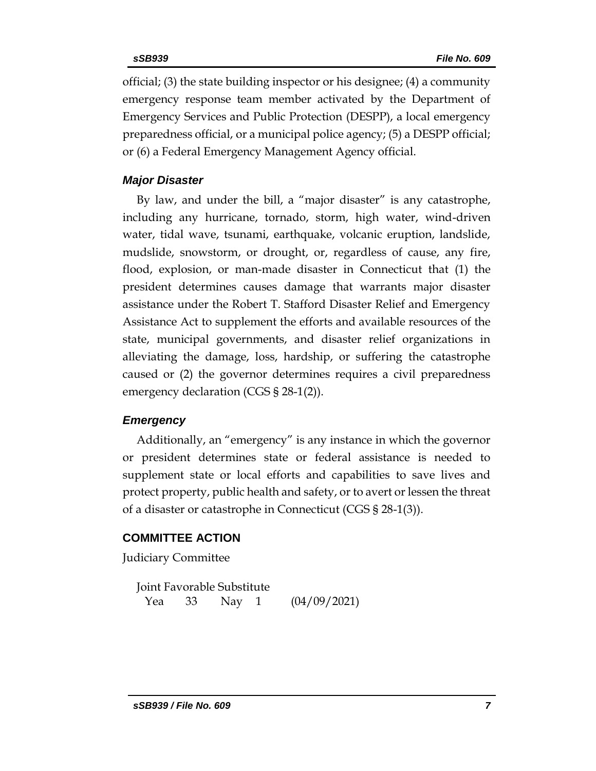official; (3) the state building inspector or his designee; (4) a community emergency response team member activated by the Department of Emergency Services and Public Protection (DESPP), a local emergency preparedness official, or a municipal police agency; (5) a DESPP official; or (6) a Federal Emergency Management Agency official.

### *Major Disaster*

By law, and under the bill, a "major disaster" is any catastrophe, including any hurricane, tornado, storm, high water, wind-driven water, tidal wave, tsunami, earthquake, volcanic eruption, landslide, mudslide, snowstorm, or drought, or, regardless of cause, any fire, flood, explosion, or man-made disaster in Connecticut that (1) the president determines causes damage that warrants major disaster assistance under the Robert T. Stafford Disaster Relief and Emergency Assistance Act to supplement the efforts and available resources of the state, municipal governments, and disaster relief organizations in alleviating the damage, loss, hardship, or suffering the catastrophe caused or (2) the governor determines requires a civil preparedness emergency declaration (CGS § 28-1(2)).

### *Emergency*

Additionally, an "emergency" is any instance in which the governor or president determines state or federal assistance is needed to supplement state or local efforts and capabilities to save lives and protect property, public health and safety, or to avert or lessen the threat of a disaster or catastrophe in Connecticut (CGS § 28-1(3)).

## COMMITTEE ACTION

Judiciary Committee

Joint Favorable Substitute
Yea 33 Nay 1 (04/09/2021)